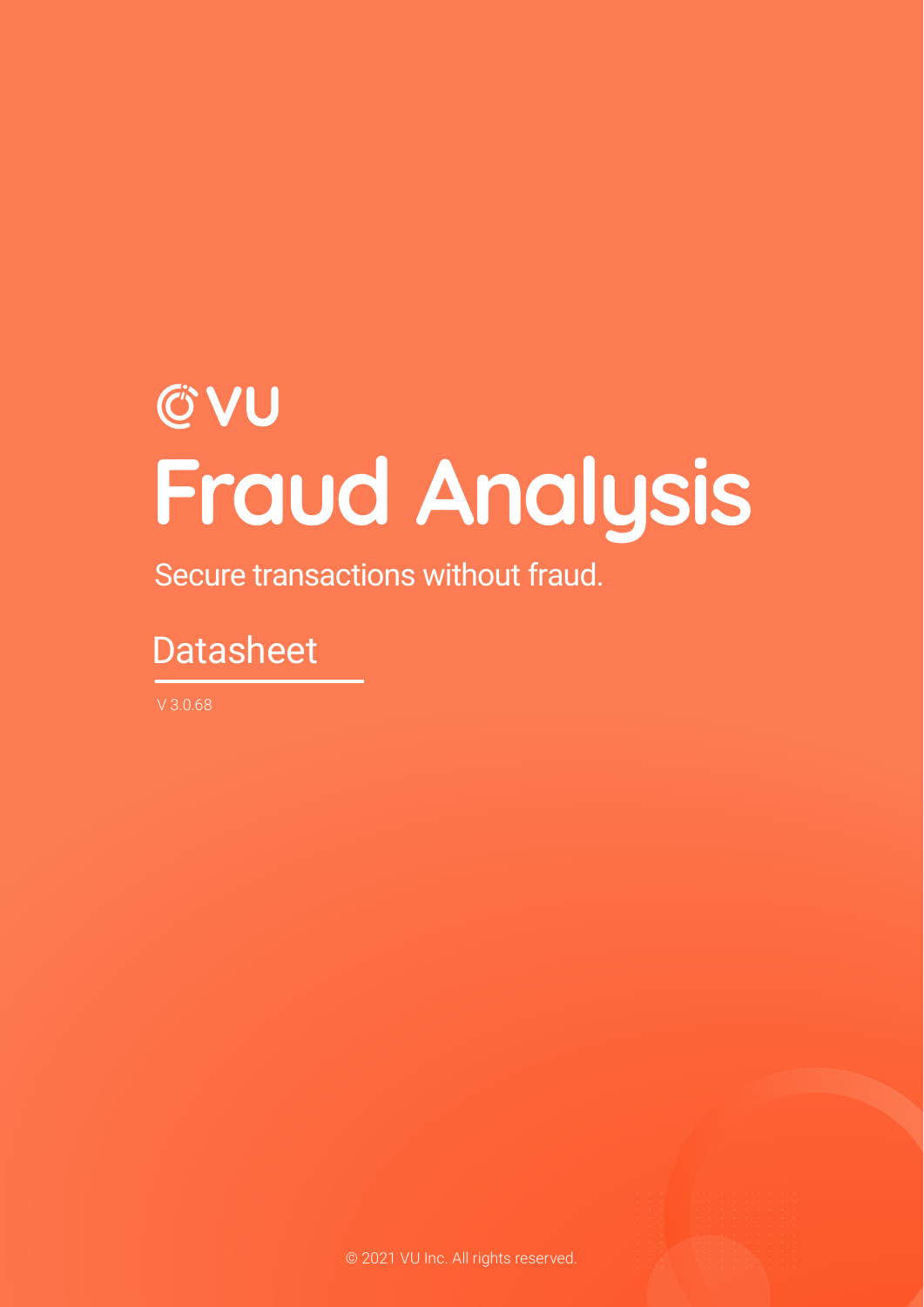VU

# Fraud Analysis

Secure transactions without fraud.

## Datasheet

V 3.0.68

© 2021 VU Inc. All rights reserved.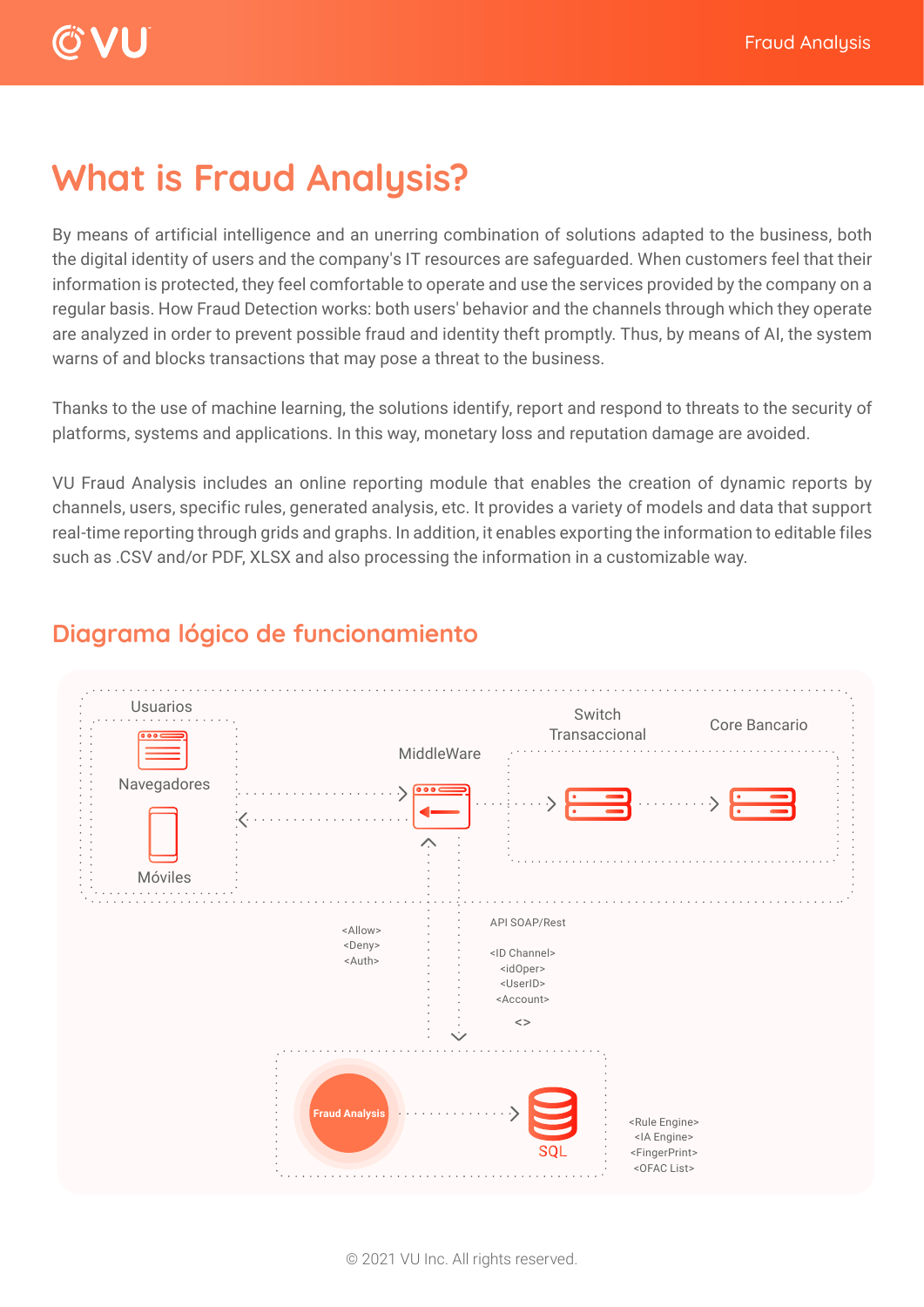# What is Fraud Analysis?

By means of artificial intelligence and an unerring combination of solutions adapted to the business, both the digital identity of users and the company's IT resources are safeguarded. When customers feel that their information is protected, they feel comfortable to operate and use the services provided by the company on a regular basis. How Fraud Detection works: both users' behavior and the channels through which they operate are analyzed in order to prevent possible fraud and identity theft promptly. Thus, by means of AI, the system warns of and blocks transactions that may pose a threat to the business.

Thanks to the use of machine learning, the solutions identify, report and respond to threats to the security of platforms, systems and applications. In this way, monetary loss and reputation damage are avoided.

VU Fraud Analysis includes an online reporting module that enables the creation of dynamic reports by channels, users, specific rules, generated analysis, etc. It provides a variety of models and data that support real-time reporting through grids and graphs. In addition, it enables exporting the information to editable files such as .CSV and/or PDF, XLSX and also processing the information in a customizable way.

## Diagrama lógico de funcionamiento

Usuarios

Navegadores

Móviles

MiddleWare

Switch Transaccional

Core Bancario

<Allow>
<Deny>
<Auth>

API SOAP/Rest

<ID Channel>
<idOper>
<UserID>
<Account>

<>

Fraud Analysis

SQL

<Rule Engine>
<IA Engine>
<FingerPrint>
<OFAC List>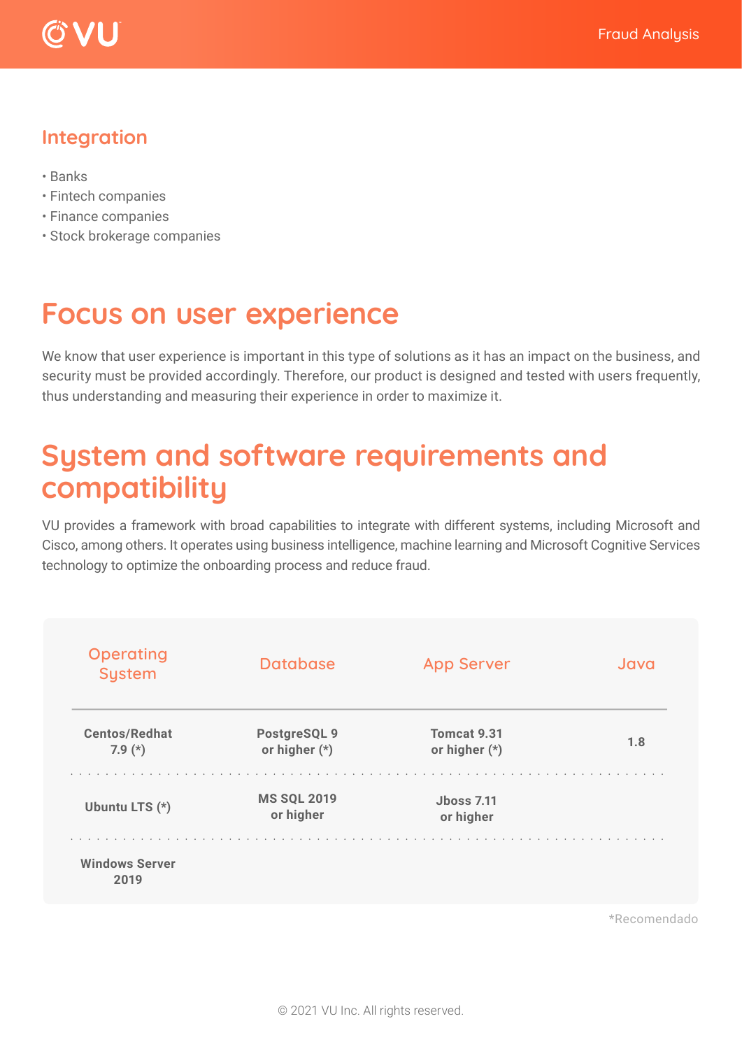## Integration

- Banks
- Fintech companies
- Finance companies
- Stock brokerage companies

# Focus on user experience

We know that user experience is important in this type of solutions as it has an impact on the business, and security must be provided accordingly. Therefore, our product is designed and tested with users frequently, thus understanding and measuring their experience in order to maximize it.

# System and software requirements and compatibility

VU provides a framework with broad capabilities to integrate with different systems, including Microsoft and Cisco, among others. It operates using business intelligence, machine learning and Microsoft Cognitive Services technology to optimize the onboarding process and reduce fraud.

| Operating System | Database | App Server | Java |
|---|---|---|---|
| **Centos/Redhat 7.9 (*)** | **PostgreSQL 9 or higher (*)** | **Tomcat 9.31 or higher (*)** | **1.8** |
| **Ubuntu LTS (*)** | **MS SQL 2019 or higher** | **Jboss 7.11 or higher** | |
| **Windows Server 2019** | | | |

*Recomendado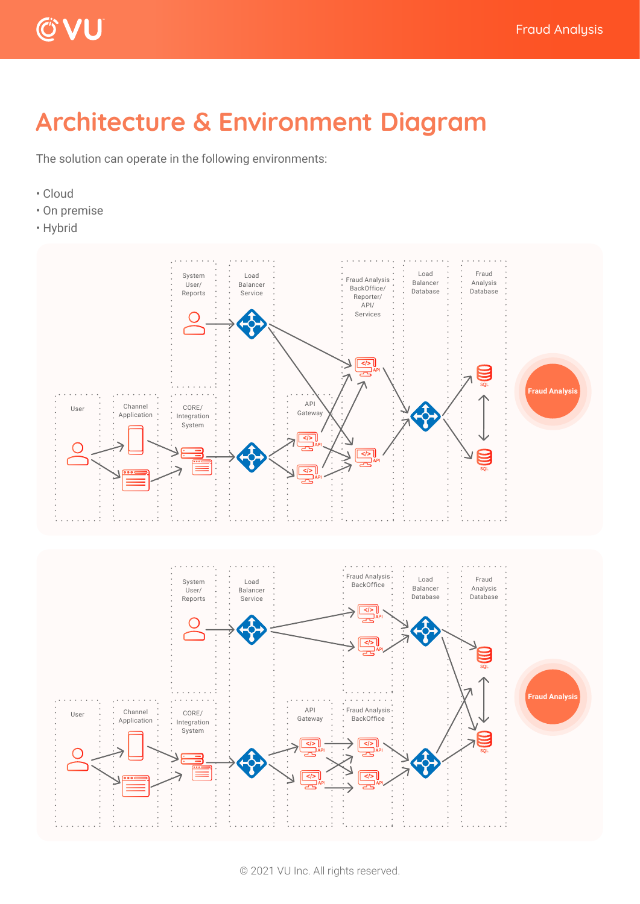# Architecture & Environment Diagram

The solution can operate in the following environments:

- Cloud
- On premise
- Hybrid

System User/ Reports

Load Balancer Service

Fraud Analysis BackOffice/ Reporter/ API/ Services

Load Balancer Database

Fraud Analysis Database

User

Channel Application

CORE/ Integration System

API Gateway

Fraud Analysis

System User/ Reports

Load Balancer Service

Fraud Analysis BackOffice

Load Balancer Database

Fraud Analysis Database

User

Channel Application

CORE/ Integration System

API Gateway

Fraud Analysis BackOffice

Fraud Analysis

© 2021 VU Inc. All rights reserved.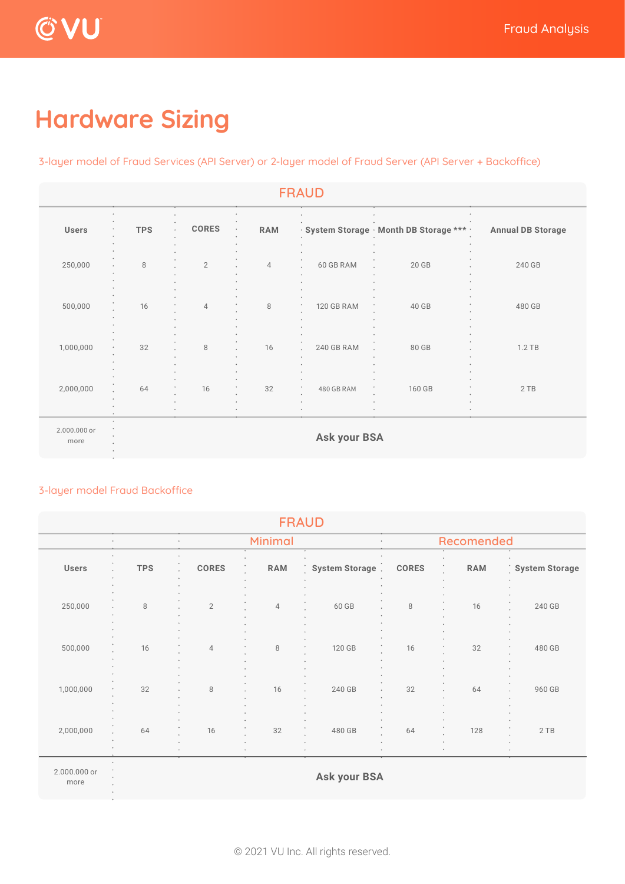# Hardware Sizing

3-layer model of Fraud Services (API Server) or 2-layer model of Fraud Server (API Server + Backoffice)

| FRAUD | | | | | | |
|---|---|---|---|---|---|---|
| **Users** | **TPS** | **CORES** | **RAM** | **System Storage** | **Month DB Storage \*\*\*** | **Annual DB Storage** |
| 250,000 | 8 | 2 | 4 | 60 GB RAM | 20 GB | 240 GB |
| 500,000 | 16 | 4 | 8 | 120 GB RAM | 40 GB | 480 GB |
| 1,000,000 | 32 | 8 | 16 | 240 GB RAM | 80 GB | 1.2 TB |
| 2,000,000 | 64 | 16 | 32 | 480 GB RAM | 160 GB | 2 TB |
| 2.000.000 or more | **Ask your BSA** | | | | | |

3-layer model Fraud Backoffice

| FRAUD | | | | | | | |
|---|---|---|---|---|---|---|---|
| | | Minimal | | | Recomended | | |
| **Users** | **TPS** | **CORES** | **RAM** | **System Storage** | **CORES** | **RAM** | **System Storage** |
| 250,000 | 8 | 2 | 4 | 60 GB | 8 | 16 | 240 GB |
| 500,000 | 16 | 4 | 8 | 120 GB | 16 | 32 | 480 GB |
| 1,000,000 | 32 | 8 | 16 | 240 GB | 32 | 64 | 960 GB |
| 2,000,000 | 64 | 16 | 32 | 480 GB | 64 | 128 | 2 TB |
| 2.000.000 or more | **Ask your BSA** | | | | | | |

© 2021 VU Inc. All rights reserved.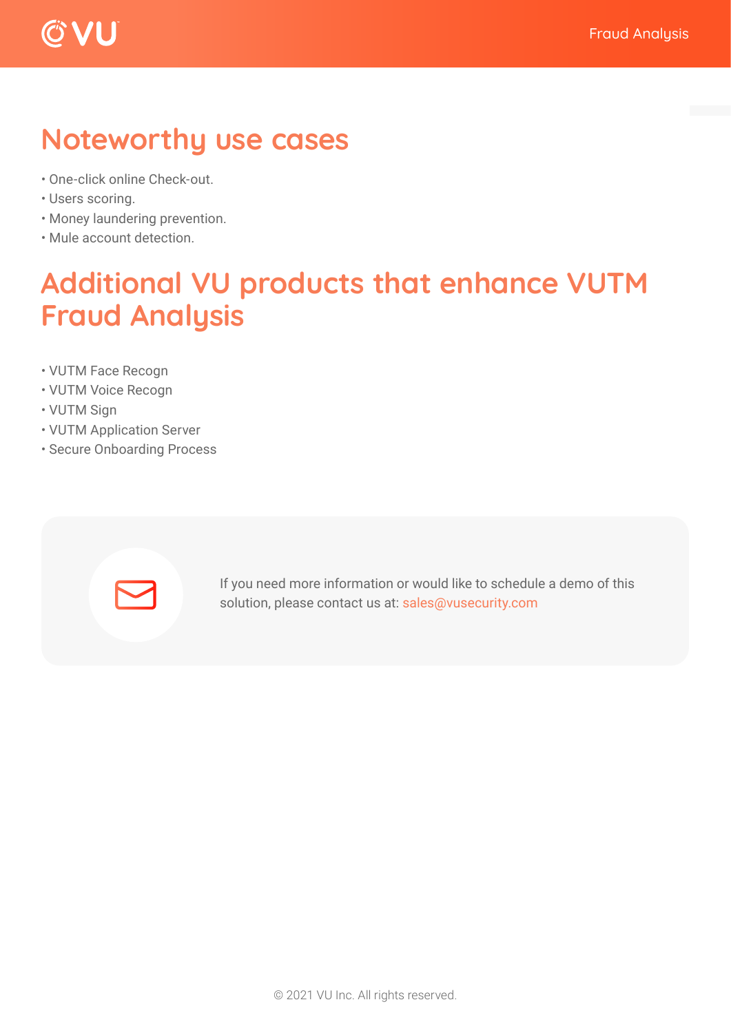## Noteworthy use cases

- One-click online Check-out.
- Users scoring.
- Money laundering prevention.
- Mule account detection.

## Additional VU products that enhance VUTM Fraud Analysis

- VUTM Face Recogn
- VUTM Voice Recogn
- VUTM Sign
- VUTM Application Server
- Secure Onboarding Process

If you need more information or would like to schedule a demo of this solution, please contact us at: sales@vusecurity.com

© 2021 VU Inc. All rights reserved.